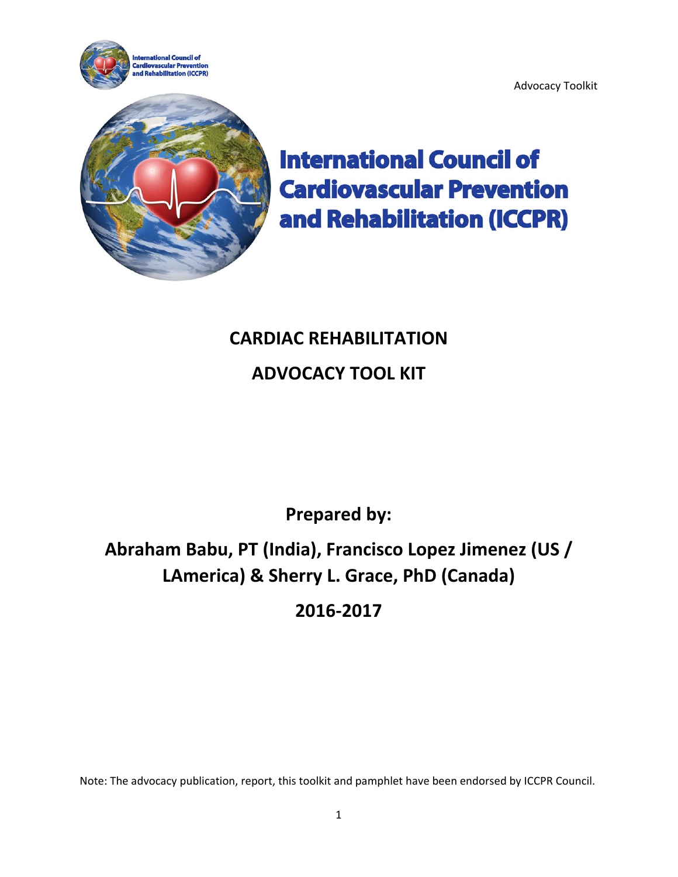Advocacy Toolkit

# International Council of Cardiovascular Prevention and Rehabilitation (ICCPR)

## CARDIAC REHABILITATION

## ADVOCACY TOOL KIT

**Prepared by:**

**Abraham Babu, PT (India), Francisco Lopez Jimenez (US / LAmerica) & Sherry L. Grace, PhD (Canada)**

**2016-2017**

Note: The advocacy publication, report, this toolkit and pamphlet have been endorsed by ICCPR Council.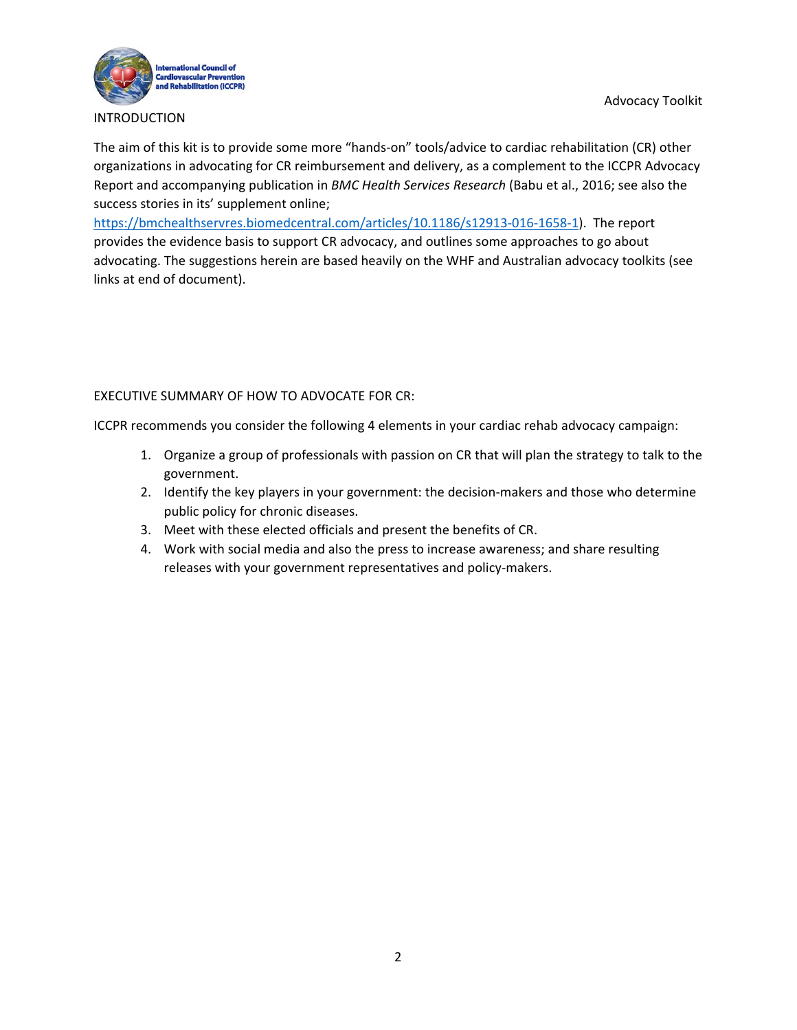## INTRODUCTION

The aim of this kit is to provide some more "hands-on" tools/advice to cardiac rehabilitation (CR) other organizations in advocating for CR reimbursement and delivery, as a complement to the ICCPR Advocacy Report and accompanying publication in *BMC Health Services Research* (Babu et al., 2016; see also the success stories in its' supplement online; https://bmchealthservres.biomedcentral.com/articles/10.1186/s12913-016-1658-1). The report provides the evidence basis to support CR advocacy, and outlines some approaches to go about advocating. The suggestions herein are based heavily on the WHF and Australian advocacy toolkits (see links at end of document).

## EXECUTIVE SUMMARY OF HOW TO ADVOCATE FOR CR:

ICCPR recommends you consider the following 4 elements in your cardiac rehab advocacy campaign:

1. Organize a group of professionals with passion on CR that will plan the strategy to talk to the government.
2. Identify the key players in your government: the decision-makers and those who determine public policy for chronic diseases.
3. Meet with these elected officials and present the benefits of CR.
4. Work with social media and also the press to increase awareness; and share resulting releases with your government representatives and policy-makers.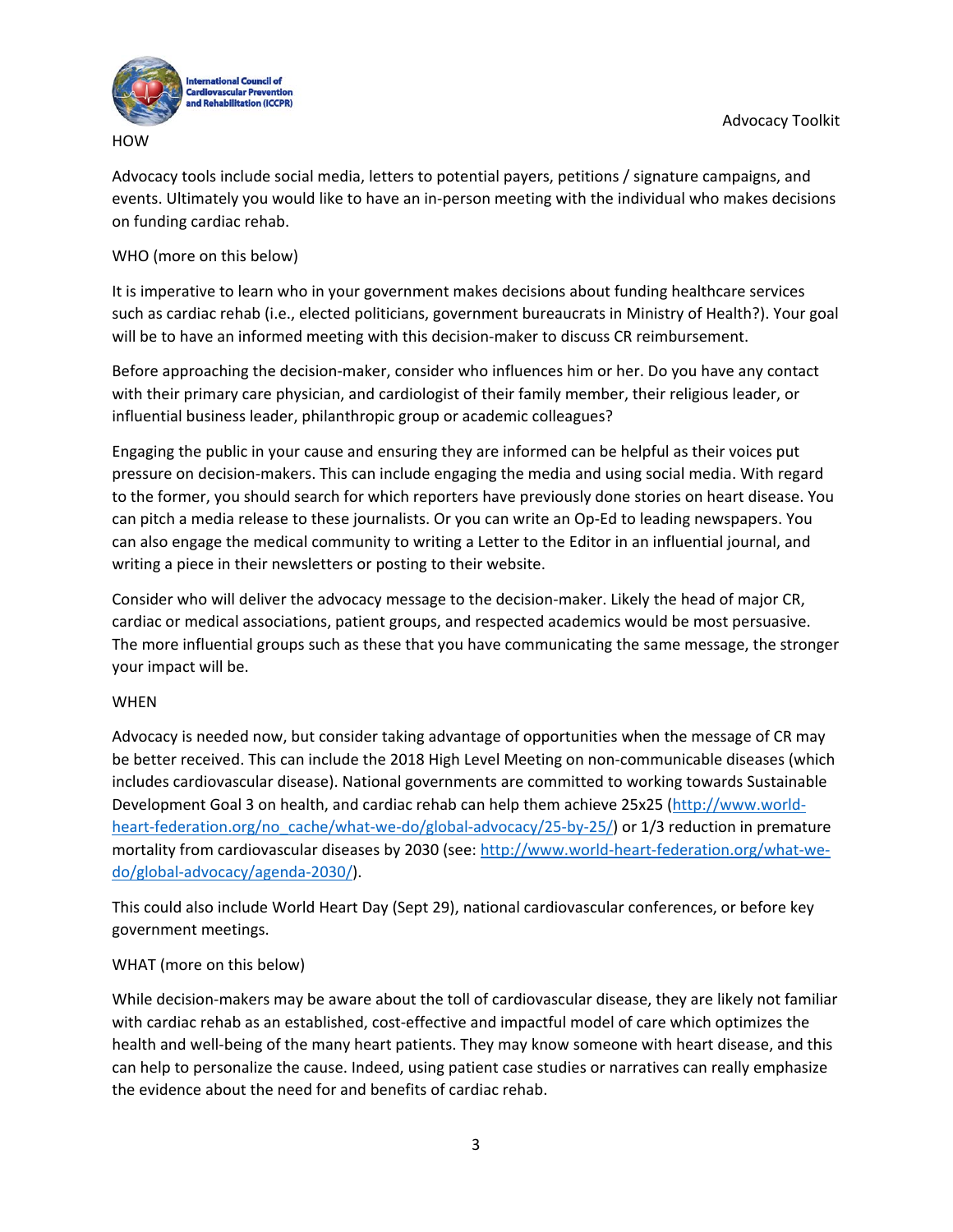HOW

Advocacy tools include social media, letters to potential payers, petitions / signature campaigns, and events. Ultimately you would like to have an in-person meeting with the individual who makes decisions on funding cardiac rehab.

WHO (more on this below)

It is imperative to learn who in your government makes decisions about funding healthcare services such as cardiac rehab (i.e., elected politicians, government bureaucrats in Ministry of Health?). Your goal will be to have an informed meeting with this decision-maker to discuss CR reimbursement.

Before approaching the decision-maker, consider who influences him or her. Do you have any contact with their primary care physician, and cardiologist of their family member, their religious leader, or influential business leader, philanthropic group or academic colleagues?

Engaging the public in your cause and ensuring they are informed can be helpful as their voices put pressure on decision-makers. This can include engaging the media and using social media. With regard to the former, you should search for which reporters have previously done stories on heart disease. You can pitch a media release to these journalists. Or you can write an Op-Ed to leading newspapers. You can also engage the medical community to writing a Letter to the Editor in an influential journal, and writing a piece in their newsletters or posting to their website.

Consider who will deliver the advocacy message to the decision-maker. Likely the head of major CR, cardiac or medical associations, patient groups, and respected academics would be most persuasive. The more influential groups such as these that you have communicating the same message, the stronger your impact will be.

WHEN

Advocacy is needed now, but consider taking advantage of opportunities when the message of CR may be better received. This can include the 2018 High Level Meeting on non-communicable diseases (which includes cardiovascular disease). National governments are committed to working towards Sustainable Development Goal 3 on health, and cardiac rehab can help them achieve 25x25 (http://www.world-heart-federation.org/no_cache/what-we-do/global-advocacy/25-by-25/) or 1/3 reduction in premature mortality from cardiovascular diseases by 2030 (see: http://www.world-heart-federation.org/what-we-do/global-advocacy/agenda-2030/).

This could also include World Heart Day (Sept 29), national cardiovascular conferences, or before key government meetings.

WHAT (more on this below)

While decision-makers may be aware about the toll of cardiovascular disease, they are likely not familiar with cardiac rehab as an established, cost-effective and impactful model of care which optimizes the health and well-being of the many heart patients. They may know someone with heart disease, and this can help to personalize the cause. Indeed, using patient case studies or narratives can really emphasize the evidence about the need for and benefits of cardiac rehab.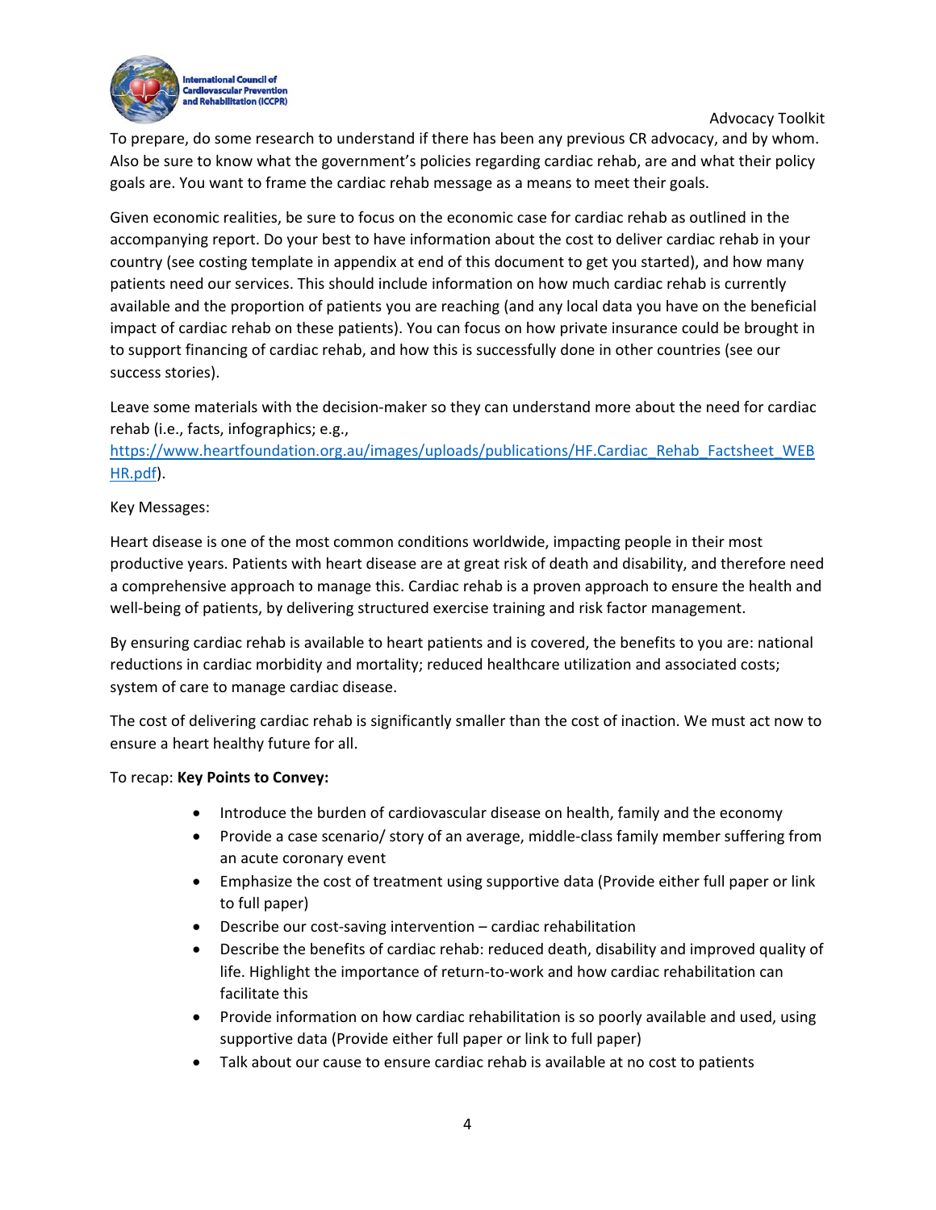To prepare, do some research to understand if there has been any previous CR advocacy, and by whom. Also be sure to know what the government's policies regarding cardiac rehab, are and what their policy goals are. You want to frame the cardiac rehab message as a means to meet their goals.

Given economic realities, be sure to focus on the economic case for cardiac rehab as outlined in the accompanying report. Do your best to have information about the cost to deliver cardiac rehab in your country (see costing template in appendix at end of this document to get you started), and how many patients need our services. This should include information on how much cardiac rehab is currently available and the proportion of patients you are reaching (and any local data you have on the beneficial impact of cardiac rehab on these patients). You can focus on how private insurance could be brought in to support financing of cardiac rehab, and how this is successfully done in other countries (see our success stories).

Leave some materials with the decision-maker so they can understand more about the need for cardiac rehab (i.e., facts, infographics; e.g., [https://www.heartfoundation.org.au/images/uploads/publications/HF.Cardiac_Rehab_Factsheet_WEBHR.pdf](https://www.heartfoundation.org.au/images/uploads/publications/HF.Cardiac_Rehab_Factsheet_WEBHR.pdf)).

Key Messages:

Heart disease is one of the most common conditions worldwide, impacting people in their most productive years. Patients with heart disease are at great risk of death and disability, and therefore need a comprehensive approach to manage this. Cardiac rehab is a proven approach to ensure the health and well-being of patients, by delivering structured exercise training and risk factor management.

By ensuring cardiac rehab is available to heart patients and is covered, the benefits to you are: national reductions in cardiac morbidity and mortality; reduced healthcare utilization and associated costs; system of care to manage cardiac disease.

The cost of delivering cardiac rehab is significantly smaller than the cost of inaction. We must act now to ensure a heart healthy future for all.

To recap: **Key Points to Convey:**

- Introduce the burden of cardiovascular disease on health, family and the economy
- Provide a case scenario/ story of an average, middle-class family member suffering from an acute coronary event
- Emphasize the cost of treatment using supportive data (Provide either full paper or link to full paper)
- Describe our cost-saving intervention – cardiac rehabilitation
- Describe the benefits of cardiac rehab: reduced death, disability and improved quality of life. Highlight the importance of return-to-work and how cardiac rehabilitation can facilitate this
- Provide information on how cardiac rehabilitation is so poorly available and used, using supportive data (Provide either full paper or link to full paper)
- Talk about our cause to ensure cardiac rehab is available at no cost to patients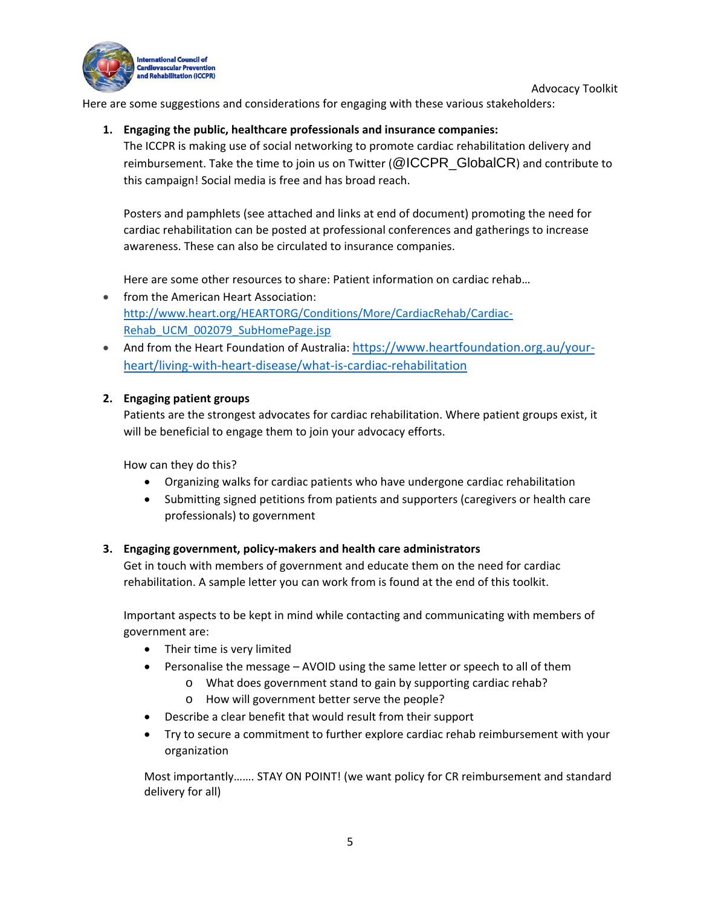Here are some suggestions and considerations for engaging with these various stakeholders:

1. **Engaging the public, healthcare professionals and insurance companies:**
   The ICCPR is making use of social networking to promote cardiac rehabilitation delivery and reimbursement. Take the time to join us on Twitter (@ICCPR_GlobalCR) and contribute to this campaign! Social media is free and has broad reach.

   Posters and pamphlets (see attached and links at end of document) promoting the need for cardiac rehabilitation can be posted at professional conferences and gatherings to increase awareness. These can also be circulated to insurance companies.

   Here are some other resources to share: Patient information on cardiac rehab…

- from the American Heart Association: http://www.heart.org/HEARTORG/Conditions/More/CardiacRehab/Cardiac-Rehab_UCM_002079_SubHomePage.jsp
- And from the Heart Foundation of Australia: https://www.heartfoundation.org.au/your-heart/living-with-heart-disease/what-is-cardiac-rehabilitation

2. **Engaging patient groups**
   Patients are the strongest advocates for cardiac rehabilitation. Where patient groups exist, it will be beneficial to engage them to join your advocacy efforts.

   How can they do this?
   - Organizing walks for cardiac patients who have undergone cardiac rehabilitation
   - Submitting signed petitions from patients and supporters (caregivers or health care professionals) to government

3. **Engaging government, policy-makers and health care administrators**
   Get in touch with members of government and educate them on the need for cardiac rehabilitation. A sample letter you can work from is found at the end of this toolkit.

   Important aspects to be kept in mind while contacting and communicating with members of government are:
   - Their time is very limited
   - Personalise the message – AVOID using the same letter or speech to all of them
     - What does government stand to gain by supporting cardiac rehab?
     - How will government better serve the people?
   - Describe a clear benefit that would result from their support
   - Try to secure a commitment to further explore cardiac rehab reimbursement with your organization

   Most importantly……. STAY ON POINT! (we want policy for CR reimbursement and standard delivery for all)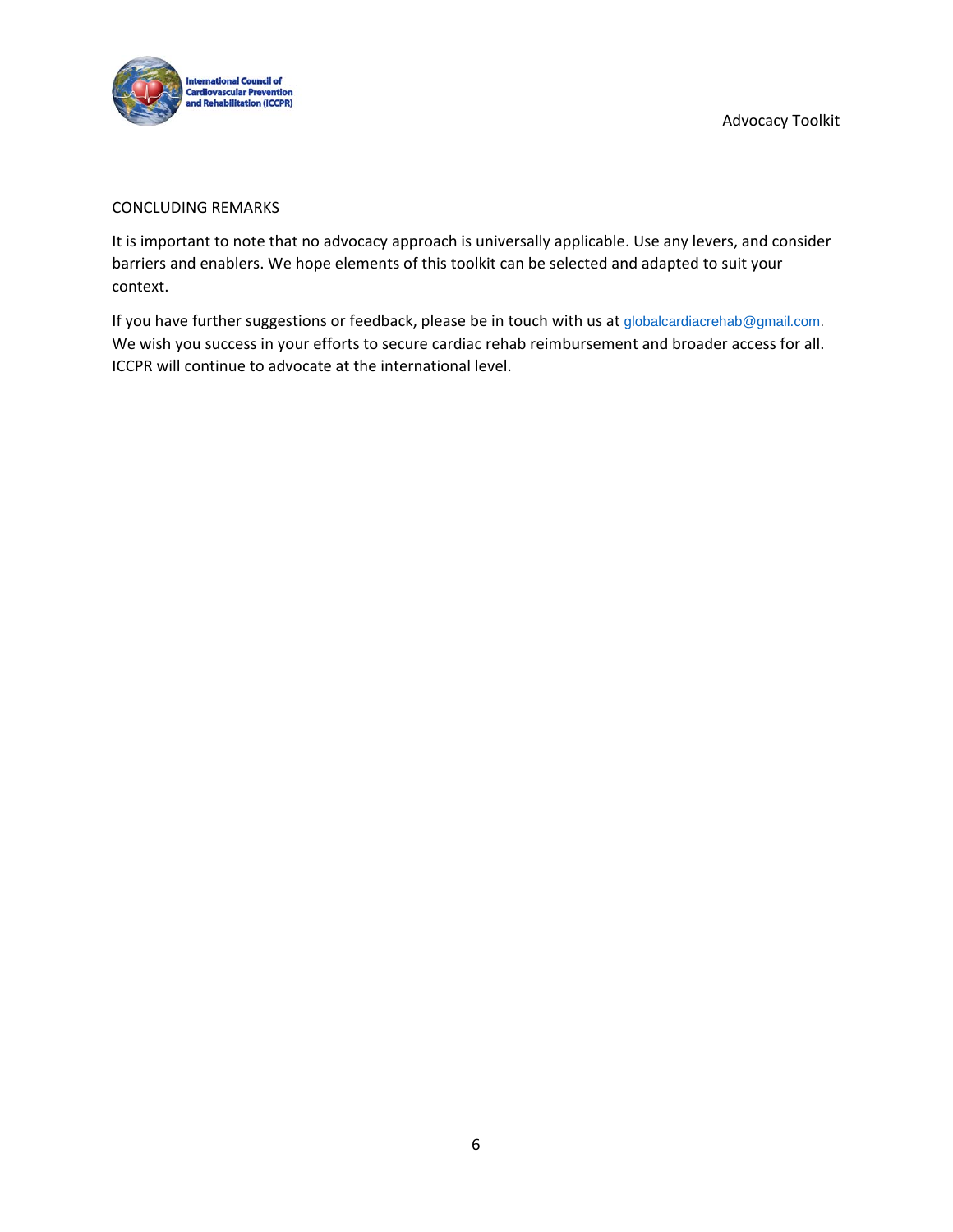## CONCLUDING REMARKS

It is important to note that no advocacy approach is universally applicable. Use any levers, and consider barriers and enablers. We hope elements of this toolkit can be selected and adapted to suit your context.

If you have further suggestions or feedback, please be in touch with us at globalcardiacrehab@gmail.com. We wish you success in your efforts to secure cardiac rehab reimbursement and broader access for all. ICCPR will continue to advocate at the international level.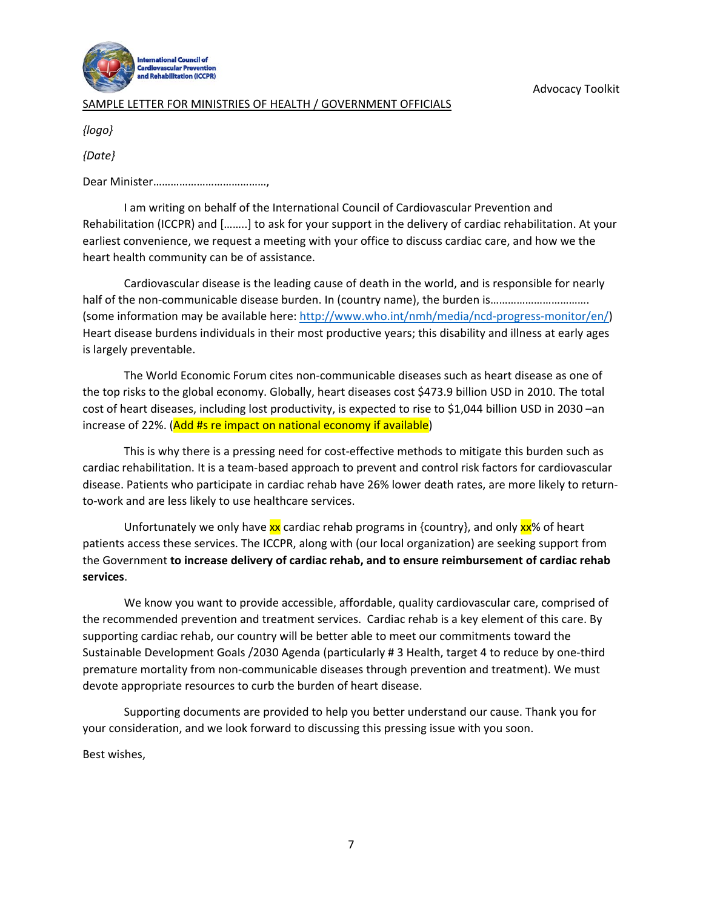SAMPLE LETTER FOR MINISTRIES OF HEALTH / GOVERNMENT OFFICIALS

*{logo}*

*{Date}*

Dear Minister………………………………….,

I am writing on behalf of the International Council of Cardiovascular Prevention and Rehabilitation (ICCPR) and [……..] to ask for your support in the delivery of cardiac rehabilitation. At your earliest convenience, we request a meeting with your office to discuss cardiac care, and how we the heart health community can be of assistance.

Cardiovascular disease is the leading cause of death in the world, and is responsible for nearly half of the non-communicable disease burden. In (country name), the burden is……………………………. (some information may be available here: http://www.who.int/nmh/media/ncd-progress-monitor/en/) Heart disease burdens individuals in their most productive years; this disability and illness at early ages is largely preventable.

The World Economic Forum cites non-communicable diseases such as heart disease as one of the top risks to the global economy. Globally, heart diseases cost $473.9 billion USD in 2010. The total cost of heart diseases, including lost productivity, is expected to rise to $1,044 billion USD in 2030 –an increase of 22%. (Add #s re impact on national economy if available)

This is why there is a pressing need for cost-effective methods to mitigate this burden such as cardiac rehabilitation. It is a team-based approach to prevent and control risk factors for cardiovascular disease. Patients who participate in cardiac rehab have 26% lower death rates, are more likely to return-to-work and are less likely to use healthcare services.

Unfortunately we only have xx cardiac rehab programs in {country}, and only xx% of heart patients access these services. The ICCPR, along with (our local organization) are seeking support from the Government **to increase delivery of cardiac rehab, and to ensure reimbursement of cardiac rehab services**.

We know you want to provide accessible, affordable, quality cardiovascular care, comprised of the recommended prevention and treatment services. Cardiac rehab is a key element of this care. By supporting cardiac rehab, our country will be better able to meet our commitments toward the Sustainable Development Goals /2030 Agenda (particularly # 3 Health, target 4 to reduce by one-third premature mortality from non-communicable diseases through prevention and treatment). We must devote appropriate resources to curb the burden of heart disease.

Supporting documents are provided to help you better understand our cause. Thank you for your consideration, and we look forward to discussing this pressing issue with you soon.

Best wishes,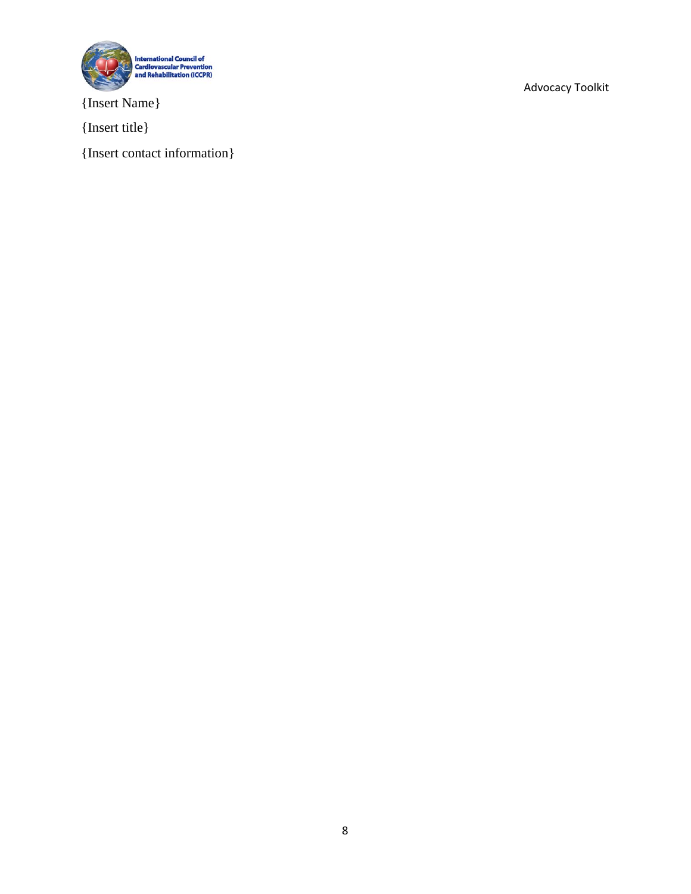{Insert Name}

{Insert title}

{Insert contact information}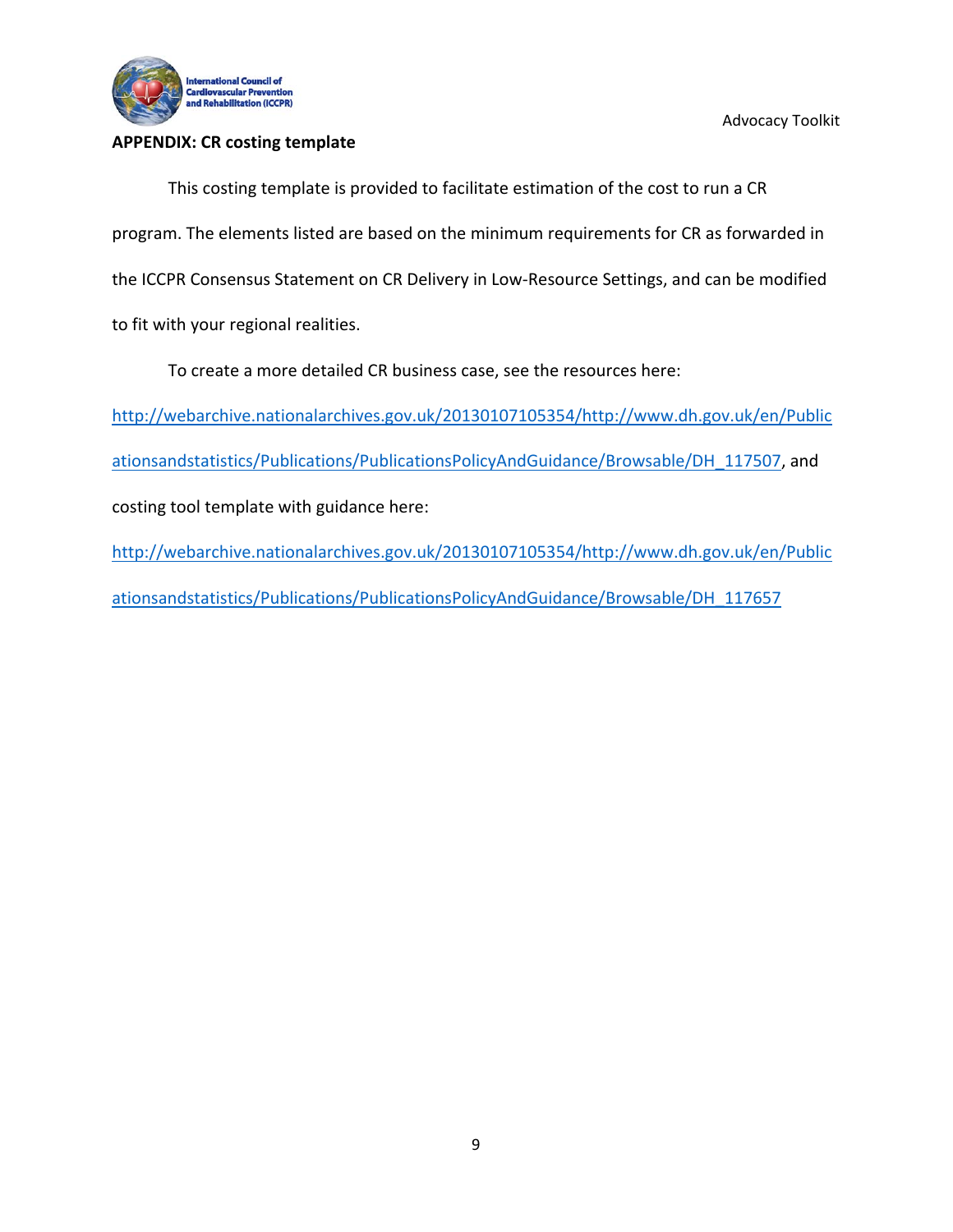## APPENDIX: CR costing template

This costing template is provided to facilitate estimation of the cost to run a CR program. The elements listed are based on the minimum requirements for CR as forwarded in the ICCPR Consensus Statement on CR Delivery in Low-Resource Settings, and can be modified to fit with your regional realities.

To create a more detailed CR business case, see the resources here: http://webarchive.nationalarchives.gov.uk/20130107105354/http://www.dh.gov.uk/en/Publicationsandstatistics/Publications/PublicationsPolicyAndGuidance/Browsable/DH_117507, and costing tool template with guidance here: http://webarchive.nationalarchives.gov.uk/20130107105354/http://www.dh.gov.uk/en/Publicationsandstatistics/Publications/PublicationsPolicyAndGuidance/Browsable/DH_117657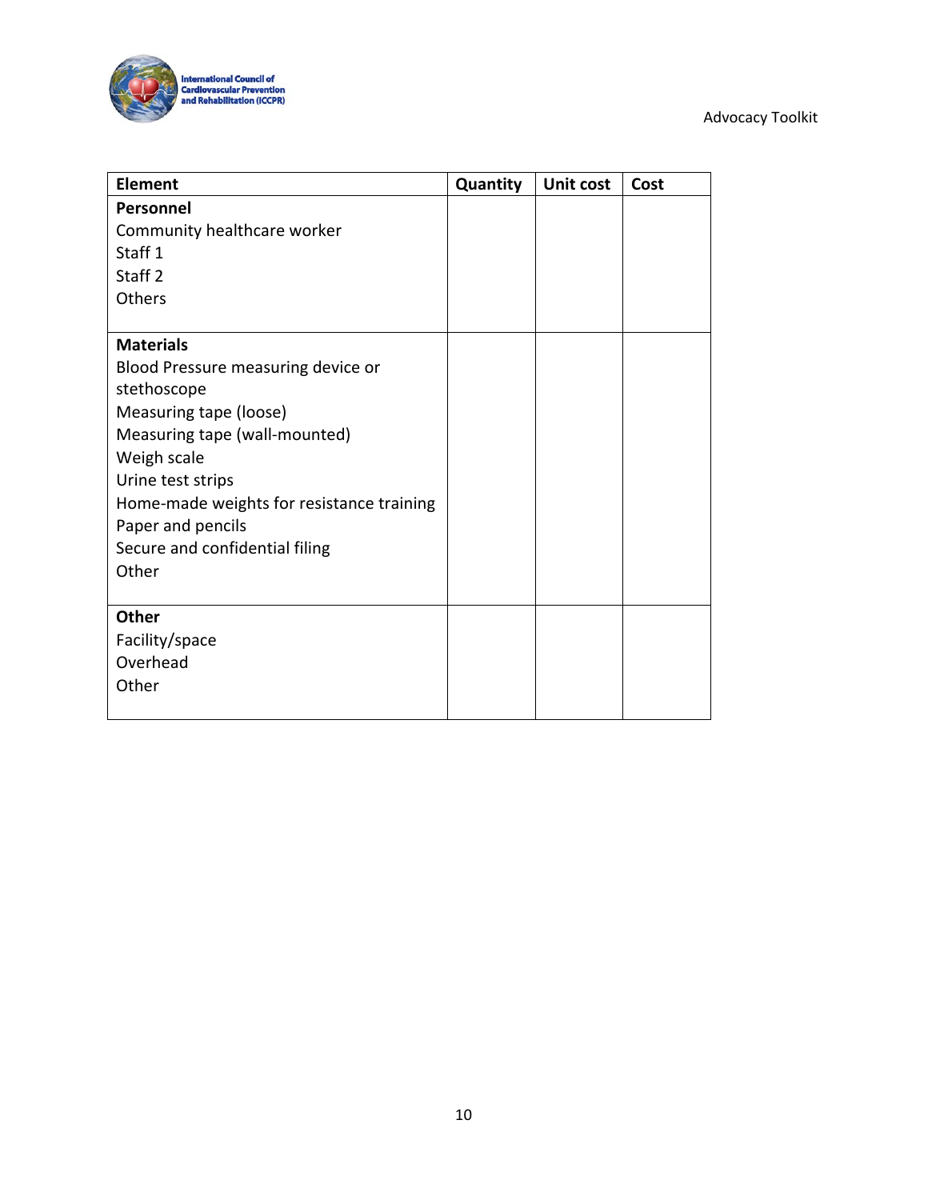| Element | Quantity | Unit cost | Cost |
| --- | --- | --- | --- |
| **Personnel** | | | |
| Community healthcare worker | | | |
| Staff 1 | | | |
| Staff 2 | | | |
| Others | | | |
| **Materials** | | | |
| Blood Pressure measuring device or stethoscope | | | |
| Measuring tape (loose) | | | |
| Measuring tape (wall-mounted) | | | |
| Weigh scale | | | |
| Urine test strips | | | |
| Home-made weights for resistance training | | | |
| Paper and pencils | | | |
| Secure and confidential filing | | | |
| Other | | | |
| **Other** | | | |
| Facility/space | | | |
| Overhead | | | |
| Other | | | |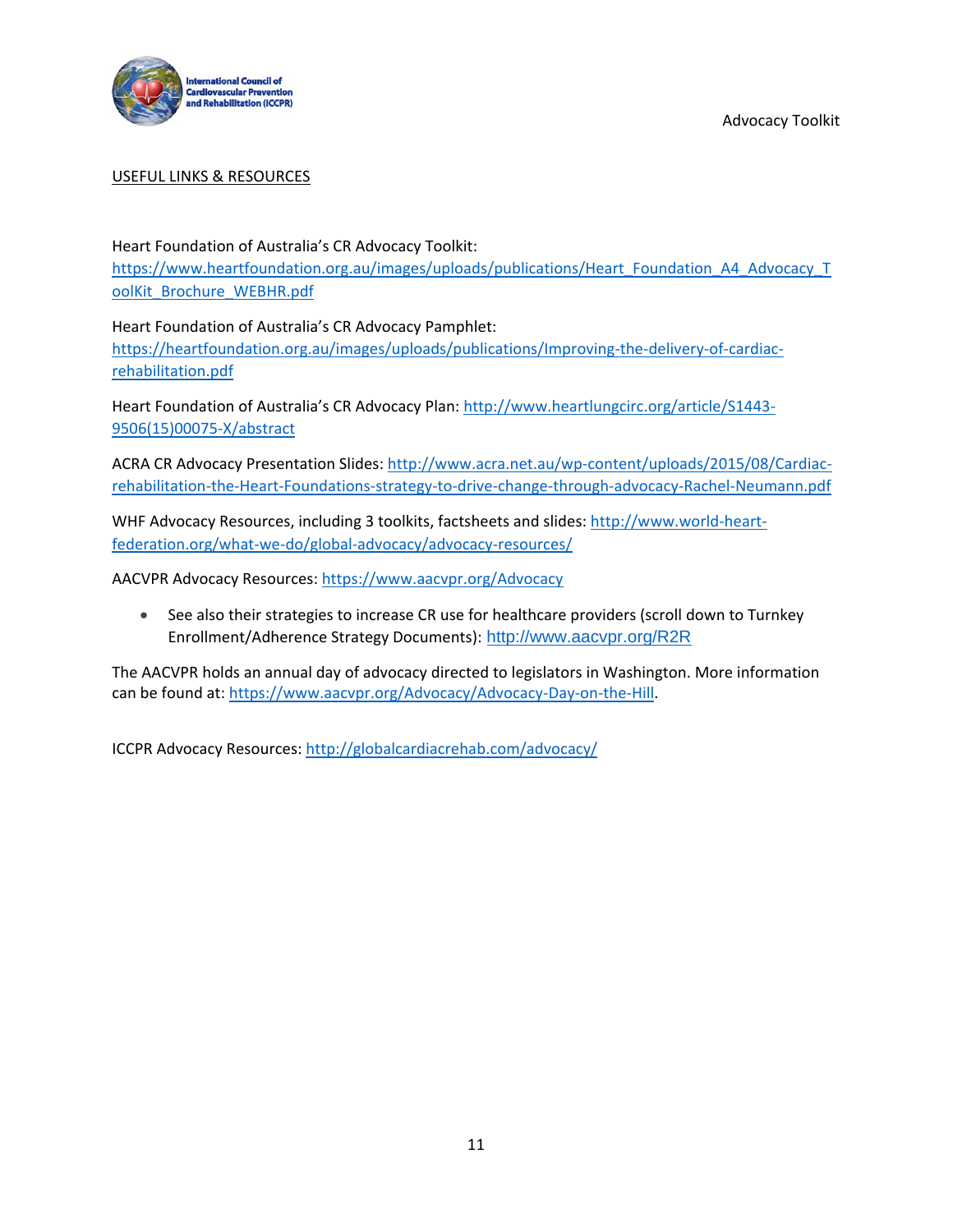## USEFUL LINKS & RESOURCES

Heart Foundation of Australia's CR Advocacy Toolkit: https://www.heartfoundation.org.au/images/uploads/publications/Heart_Foundation_A4_Advocacy_ToolKit_Brochure_WEBHR.pdf

Heart Foundation of Australia's CR Advocacy Pamphlet: https://heartfoundation.org.au/images/uploads/publications/Improving-the-delivery-of-cardiac-rehabilitation.pdf

Heart Foundation of Australia's CR Advocacy Plan: http://www.heartlungcirc.org/article/S1443-9506(15)00075-X/abstract

ACRA CR Advocacy Presentation Slides: http://www.acra.net.au/wp-content/uploads/2015/08/Cardiac-rehabilitation-the-Heart-Foundations-strategy-to-drive-change-through-advocacy-Rachel-Neumann.pdf

WHF Advocacy Resources, including 3 toolkits, factsheets and slides: http://www.world-heart-federation.org/what-we-do/global-advocacy/advocacy-resources/

AACVPR Advocacy Resources: https://www.aacvpr.org/Advocacy

- See also their strategies to increase CR use for healthcare providers (scroll down to Turnkey Enrollment/Adherence Strategy Documents): http://www.aacvpr.org/R2R

The AACVPR holds an annual day of advocacy directed to legislators in Washington. More information can be found at: https://www.aacvpr.org/Advocacy/Advocacy-Day-on-the-Hill.

ICCPR Advocacy Resources: http://globalcardiacrehab.com/advocacy/